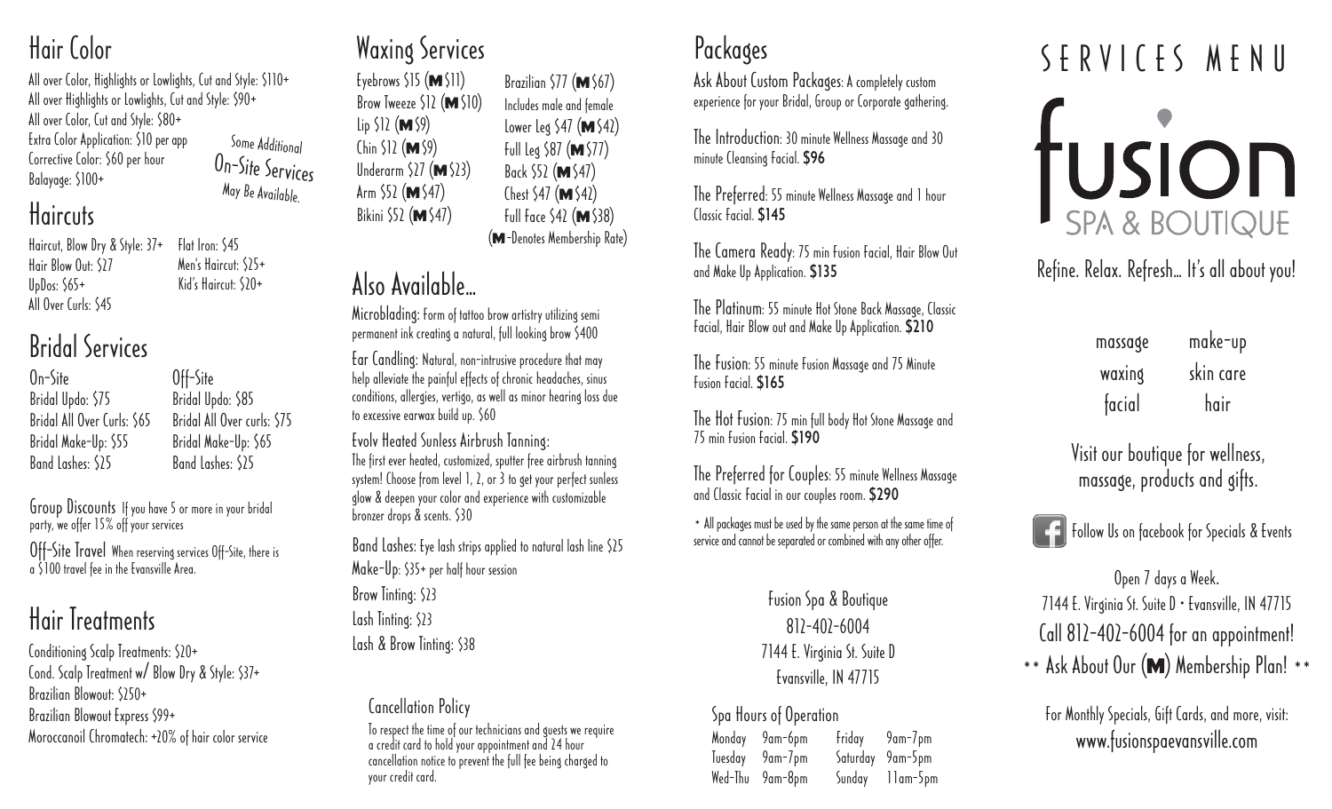## Hair Color

All over Color, Highlights or Lowlights, Cut and Style: $110+
All over Highlights or Lowlights, Cut and Style: $90+
All over Color, Cut and Style: $80+
Extra Color Application: $10 per app
Corrective Color: $60 per hour
Balayage: $100+

*Some Additional On-Site Services May Be Available.*

## Haircuts

Haircut, Blow Dry & Style: 37+
Hair Blow Out: $27
UpDos: $65+
All Over Curls: $45
Flat Iron: $45
Men's Haircut: $25+
Kid's Haircut: $20+

## Bridal Services

| On-Site | Off-Site |
|---|---|
| Bridal Updo: $75 | Bridal Updo: $85 |
| Bridal All Over Curls: $65 | Bridal All Over curls: $75 |
| Bridal Make-Up: $55 | Bridal Make-Up: $65 |
| Band Lashes: $25 | Band Lashes: $25 |

Group Discounts If you have 5 or more in your bridal party, we offer 15% off your services

Off-Site Travel When reserving services Off-Site, there is a $100 travel fee in the Evansville Area.

## Hair Treatments

Conditioning Scalp Treatments: $20+
Cond. Scalp Treatment w/ Blow Dry & Style: $37+
Brazilian Blowout: $250+
Brazilian Blowout Express $99+
Moroccanoil Chromatech: +20% of hair color service

## Waxing Services

Eyebrows $15 (M $11)
Brow Tweeze $12 (M $10)
Lip $12 (M $9)
Chin $12 (M $9)
Underarm $27 (M $23)
Arm $52 (M $47)
Bikini $52 (M $47)
Brazilian $77 (M $67)
Includes male and female
Lower Leg $47 (M $42)
Full Leg $87 (M $77)
Back $52 (M $47)
Chest $47 (M $42)
Full Face $42 (M $38)

(M-Denotes Membership Rate)

## Also Available...

Microblading: Form of tattoo brow artistry utilizing semi permanent ink creating a natural, full looking brow $400

Ear Candling: Natural, non-intrusive procedure that may help alleviate the painful effects of chronic headaches, sinus conditions, allergies, vertigo, as well as minor hearing loss due to excessive earwax build up. $60

Evolv Heated Sunless Airbrush Tanning:
The first ever heated, customized, sputter free airbrush tanning system! Choose from level 1, 2, or 3 to get your perfect sunless glow & deepen your color and experience with customizable bronzer drops & scents. $30

Band Lashes: Eye lash strips applied to natural lash line $25

Make-Up: $35+ per half hour session

Brow Tinting: $23

Lash Tinting: $23

Lash & Brow Tinting: $38

### Cancellation Policy

To respect the time of our technicians and guests we require a credit card to hold your appointment and 24 hour cancellation notice to prevent the full fee being charged to your credit card.

## Packages

Ask About Custom Packages: A completely custom experience for your Bridal, Group or Corporate gathering.

The Introduction: 30 minute Wellness Massage and 30 minute Cleansing Facial. **$96**

The Preferred: 55 minute Wellness Massage and 1 hour Classic Facial. **$145**

The Camera Ready: 75 min Fusion Facial, Hair Blow Out and Make Up Application. **$135**

The Platinum: 55 minute Hot Stone Back Massage, Classic Facial, Hair Blow out and Make Up Application. **$210**

The Fusion: 55 minute Fusion Massage and 75 Minute Fusion Facial. **$165**

The Hot Fusion: 75 min full body Hot Stone Massage and 75 min Fusion Facial. **$190**

The Preferred for Couples: 55 minute Wellness Massage and Classic Facial in our couples room. **$290**

* All packages must be used by the same person at the same time of service and cannot be separated or combined with any other offer.

Fusion Spa & Boutique
812-402-6004
7144 E. Virginia St. Suite D
Evansville, IN 47715

### Spa Hours of Operation

| | | | |
|---|---|---|---|
| Monday | 9am-6pm | Friday | 9am-7pm |
| Tuesday | 9am-7pm | Saturday | 9am-5pm |
| Wed-Thu | 9am-8pm | Sunday | 11am-5pm |

# SERVICES MENU

# fusion SPA & BOUTIQUE

Refine. Relax. Refresh... It's all about you!

| | |
|---|---|
| massage | make-up |
| waxing | skin care |
| facial | hair |

Visit our boutique for wellness, massage, products and gifts.

Follow Us on facebook for Specials & Events

Open 7 days a Week.
7144 E. Virginia St. Suite D • Evansville, IN 47715
Call 812-402-6004 for an appointment!
** Ask About Our (M) Membership Plan! **

For Monthly Specials, Gift Cards, and more, visit:
www.fusionspaevansville.com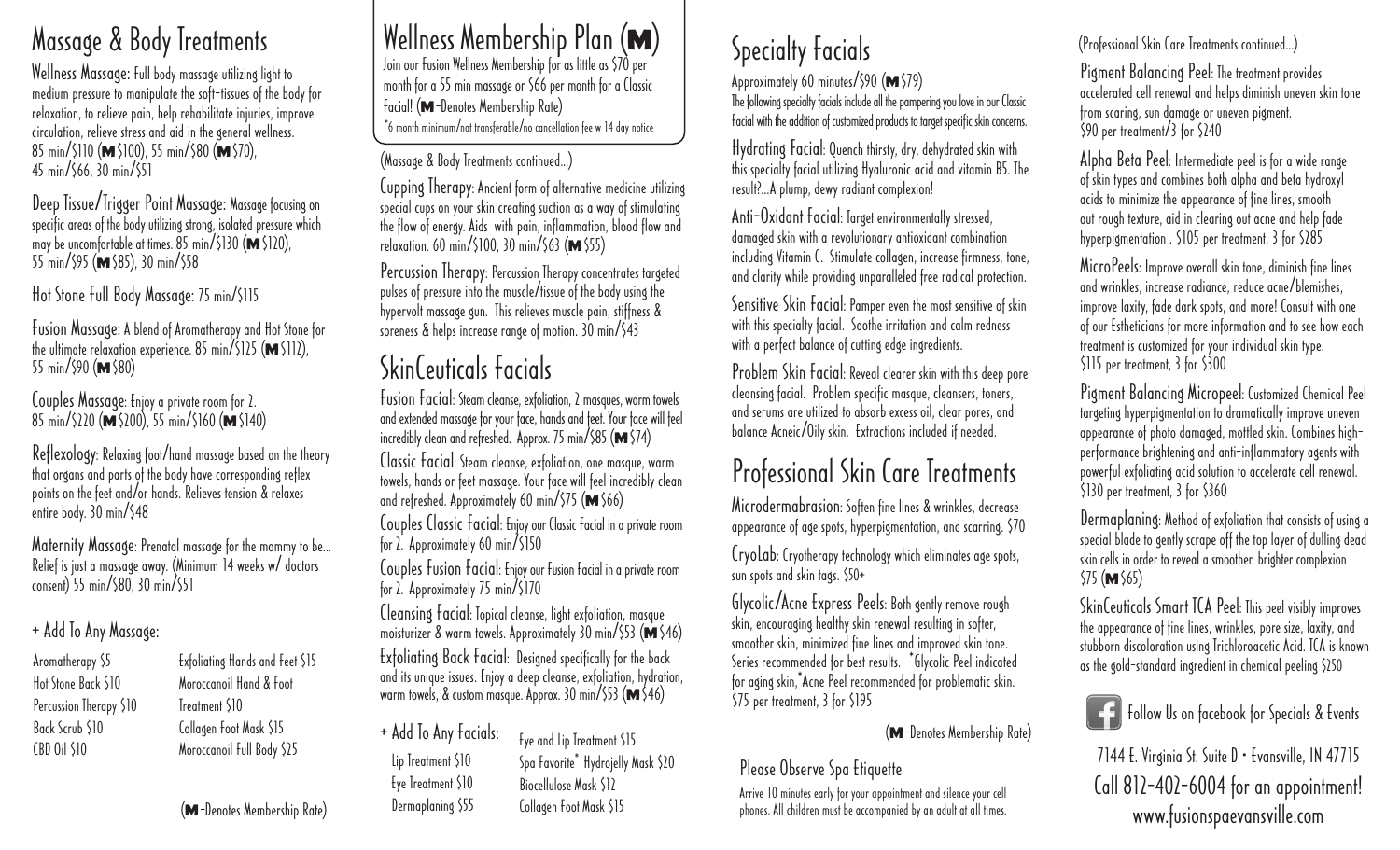# Massage & Body Treatments

**Wellness Massage**: Full body massage utilizing light to medium pressure to manipulate the soft-tissues of the body for relaxation, to relieve pain, help rehabilitate injuries, improve circulation, relieve stress and aid in the general wellness. 85 min/$110 (M $100), 55 min/$80 (M $70), 45 min/$66, 30 min/$51

**Deep Tissue/Trigger Point Massage**: Massage focusing on specific areas of the body utilizing strong, isolated pressure which may be uncomfortable at times. 85 min/$130 (M $120), 55 min/$95 (M $85), 30 min/$58

**Hot Stone Full Body Massage**: 75 min/$115

**Fusion Massage**: A blend of Aromatherapy and Hot Stone for the ultimate relaxation experience. 85 min/$125 (M $112), 55 min/$90 (M $80)

**Couples Massage**: Enjoy a private room for 2. 85 min/$220 (M $200), 55 min/$160 (M $140)

**Reflexology**: Relaxing foot/hand massage based on the theory that organs and parts of the body have corresponding reflex points on the feet and/or hands. Relieves tension & relaxes entire body. 30 min/$48

**Maternity Massage**: Prenatal massage for the mommy to be... Relief is just a massage away. (Minimum 14 weeks w/ doctors consent) 55 min/$80, 30 min/$51

### + Add To Any Massage:

- Aromatherapy $5
- Hot Stone Back $10
- Percussion Therapy $10
- Back Scrub $10
- CBD Oil $10
- Exfoliating Hands and Feet $15
- Moroccanoil Hand & Foot Treatment $10
- Collagen Foot Mask $15
- Moroccanoil Full Body $25

(M-Denotes Membership Rate)

## Wellness Membership Plan (M)

Join our Fusion Wellness Membership for as little as $70 per month for a 55 min massage or $66 per month for a Classic Facial! (M-Denotes Membership Rate)

*6 month minimum/not transferable/no cancellation fee w 14 day notice

(Massage & Body Treatments continued...)

**Cupping Therapy**: Ancient form of alternative medicine utilizing special cups on your skin creating suction as a way of stimulating the flow of energy. Aids with pain, inflammation, blood flow and relaxation. 60 min/$100, 30 min/$63 (M $55)

**Percussion Therapy**: Percussion Therapy concentrates targeted pulses of pressure into the muscle/tissue of the body using the hypervolt massage gun. This relieves muscle pain, stiffness & soreness & helps increase range of motion. 30 min/$43

# SkinCeuticals Facials

**Fusion Facial**: Steam cleanse, exfoliation, 2 masques, warm towels and extended massage for your face, hands and feet. Your face will feel incredibly clean and refreshed. Approx. 75 min/$85 (M $74)

**Classic Facial**: Steam cleanse, exfoliation, one masque, warm towels, hands or feet massage. Your face will feel incredibly clean and refreshed. Approximately 60 min/$75 (M $66)

**Couples Classic Facial**: Enjoy our Classic Facial in a private room for 2. Approximately 60 min/$150

**Couples Fusion Facial**: Enjoy our Fusion Facial in a private room for 2. Approximately 75 min/$170

**Cleansing Facial**: Topical cleanse, light exfoliation, masque moisturizer & warm towels. Approximately 30 min/$53 (M $46)

**Exfoliating Back Facial**: Designed specifically for the back and its unique issues. Enjoy a deep cleanse, exfoliation, hydration, warm towels, & custom masque. Approx. 30 min/$53 (M $46)

### + Add To Any Facials:

- Lip Treatment $10
- Eye Treatment $10
- Dermaplaning $55
- Eye and Lip Treatment $15
- Spa Favorite* Hydrojelly Mask $20
- Biocellulose Mask $12
- Collagen Foot Mask $15

# Specialty Facials

Approximately 60 minutes/$90 (M $79)

The following specialty facials include all the pampering you love in our Classic Facial with the addition of customized products to target specific skin concerns.

**Hydrating Facial**: Quench thirsty, dry, dehydrated skin with this specialty facial utilizing Hyaluronic acid and vitamin B5. The result?...A plump, dewy radiant complexion!

**Anti-Oxidant Facial**: Target environmentally stressed, damaged skin with a revolutionary antioxidant combination including Vitamin C. Stimulate collagen, increase firmness, tone, and clarity while providing unparalleled free radical protection.

**Sensitive Skin Facial**: Pamper even the most sensitive of skin with this specialty facial. Soothe irritation and calm redness with a perfect balance of cutting edge ingredients.

**Problem Skin Facial**: Reveal clearer skin with this deep pore cleansing facial. Problem specific masque, cleansers, toners, and serums are utilized to absorb excess oil, clear pores, and balance Acneic/Oily skin. Extractions included if needed.

# Professional Skin Care Treatments

**Microdermabrasion**: Soften fine lines & wrinkles, decrease appearance of age spots, hyperpigmentation, and scarring. $70

**CryoLab**: Cryotherapy technology which eliminates age spots, sun spots and skin tags. $50+

**Glycolic/Acne Express Peels**: Both gently remove rough skin, encouraging healthy skin renewal resulting in softer, smoother skin, minimized fine lines and improved skin tone. Series recommended for best results. *Glycolic Peel indicated for aging skin,*Acne Peel recommended for problematic skin. $75 per treatment, 3 for $195

(M-Denotes Membership Rate)

### Please Observe Spa Etiquette

Arrive 10 minutes early for your appointment and silence your cell phones. All children must be accompanied by an adult at all times.

(Professional Skin Care Treatments continued...)

**Pigment Balancing Peel**: The treatment provides accelerated cell renewal and helps diminish uneven skin tone from scaring, sun damage or uneven pigment. $90 per treatment/3 for $240

**Alpha Beta Peel**: Intermediate peel is for a wide range of skin types and combines both alpha and beta hydroxyl acids to minimize the appearance of fine lines, smooth out rough texture, aid in clearing out acne and help fade hyperpigmentation . $105 per treatment, 3 for $285

**MicroPeels**: Improve overall skin tone, diminish fine lines and wrinkles, increase radiance, reduce acne/blemishes, improve laxity, fade dark spots, and more! Consult with one of our Estheticians for more information and to see how each treatment is customized for your individual skin type. $115 per treatment, 3 for $300

**Pigment Balancing Micropeel**: Customized Chemical Peel targeting hyperpigmentation to dramatically improve uneven appearance of photo damaged, mottled skin. Combines high-performance brightening and anti-inflammatory agents with powerful exfoliating acid solution to accelerate cell renewal. $130 per treatment, 3 for $360

**Dermaplaning**: Method of exfoliation that consists of using a special blade to gently scrape off the top layer of dulling dead skin cells in order to reveal a smoother, brighter complexion $75 (M $65)

**SkinCeuticals Smart TCA Peel**: This peel visibly improves the appearance of fine lines, wrinkles, pore size, laxity, and stubborn discoloration using Trichloroacetic Acid. TCA is known as the gold-standard ingredient in chemical peeling $250

Follow Us on facebook for Specials & Events

7144 E. Virginia St. Suite D • Evansville, IN 47715

Call 812-402-6004 for an appointment!

www.fusionspaevansville.com